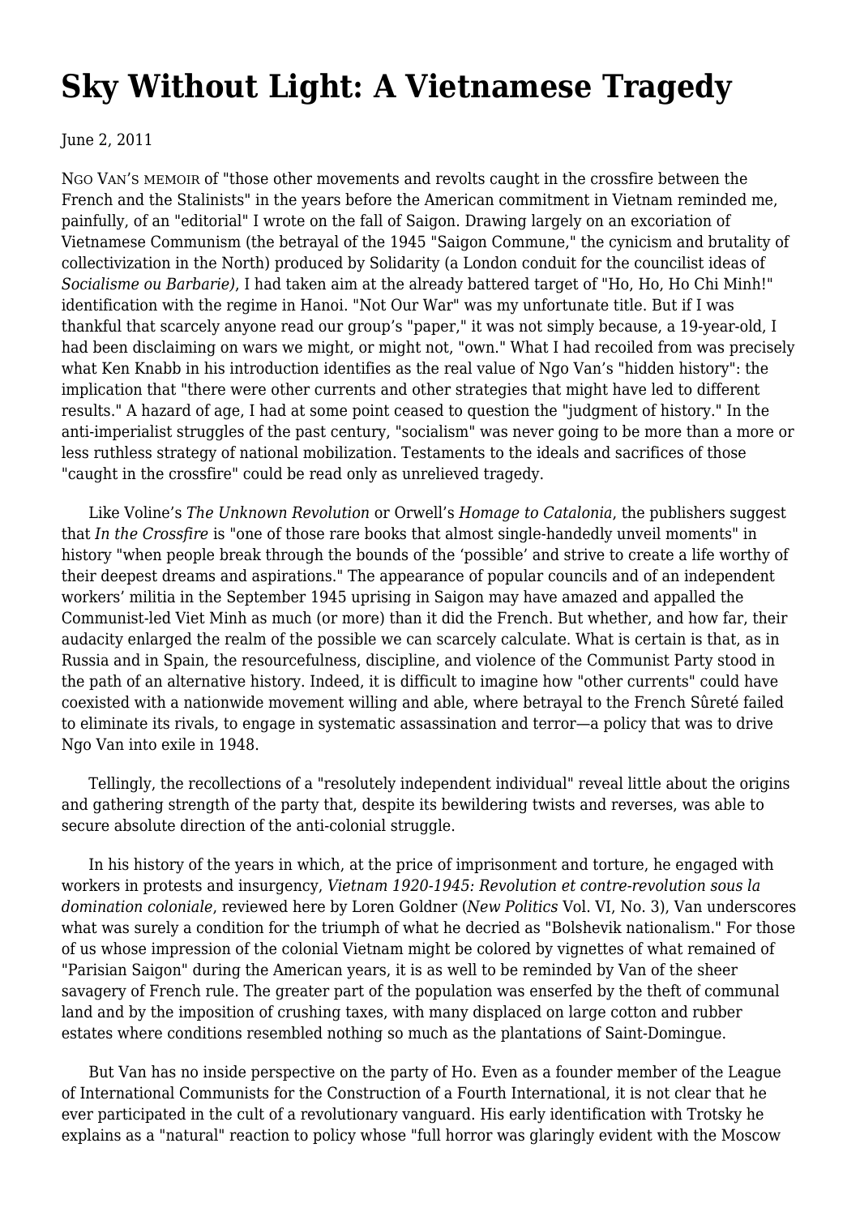# Sky Without Light: A Vietnamese Tragedy

June 2, 2011

NGO VAN'S MEMOIR of "those other movements and revolts caught in the crossfire between the French and the Stalinists" in the years before the American commitment in Vietnam reminded me, painfully, of an "editorial" I wrote on the fall of Saigon. Drawing largely on an excoriation of Vietnamese Communism (the betrayal of the 1945 "Saigon Commune," the cynicism and brutality of collectivization in the North) produced by Solidarity (a London conduit for the councilist ideas of *Socialisme ou Barbarie)*, I had taken aim at the already battered target of "Ho, Ho, Ho Chi Minh!" identification with the regime in Hanoi. "Not Our War" was my unfortunate title. But if I was thankful that scarcely anyone read our group's "paper," it was not simply because, a 19-year-old, I had been disclaiming on wars we might, or might not, "own." What I had recoiled from was precisely what Ken Knabb in his introduction identifies as the real value of Ngo Van's "hidden history": the implication that "there were other currents and other strategies that might have led to different results." A hazard of age, I had at some point ceased to question the "judgment of history." In the anti-imperialist struggles of the past century, "socialism" was never going to be more than a more or less ruthless strategy of national mobilization. Testaments to the ideals and sacrifices of those "caught in the crossfire" could be read only as unrelieved tragedy.

Like Voline's *The Unknown Revolution* or Orwell's *Homage to Catalonia*, the publishers suggest that *In the Crossfire* is "one of those rare books that almost single-handedly unveil moments" in history "when people break through the bounds of the 'possible' and strive to create a life worthy of their deepest dreams and aspirations." The appearance of popular councils and of an independent workers' militia in the September 1945 uprising in Saigon may have amazed and appalled the Communist-led Viet Minh as much (or more) than it did the French. But whether, and how far, their audacity enlarged the realm of the possible we can scarcely calculate. What is certain is that, as in Russia and in Spain, the resourcefulness, discipline, and violence of the Communist Party stood in the path of an alternative history. Indeed, it is difficult to imagine how "other currents" could have coexisted with a nationwide movement willing and able, where betrayal to the French Sûreté failed to eliminate its rivals, to engage in systematic assassination and terror—a policy that was to drive Ngo Van into exile in 1948.

Tellingly, the recollections of a "resolutely independent individual" reveal little about the origins and gathering strength of the party that, despite its bewildering twists and reverses, was able to secure absolute direction of the anti-colonial struggle.

In his history of the years in which, at the price of imprisonment and torture, he engaged with workers in protests and insurgency, *Vietnam 1920-1945: Revolution et contre-revolution sous la domination coloniale*, reviewed here by Loren Goldner (*New Politics* Vol. VI, No. 3), Van underscores what was surely a condition for the triumph of what he decried as "Bolshevik nationalism." For those of us whose impression of the colonial Vietnam might be colored by vignettes of what remained of "Parisian Saigon" during the American years, it is as well to be reminded by Van of the sheer savagery of French rule. The greater part of the population was enserfed by the theft of communal land and by the imposition of crushing taxes, with many displaced on large cotton and rubber estates where conditions resembled nothing so much as the plantations of Saint-Domingue.

But Van has no inside perspective on the party of Ho. Even as a founder member of the League of International Communists for the Construction of a Fourth International, it is not clear that he ever participated in the cult of a revolutionary vanguard. His early identification with Trotsky he explains as a "natural" reaction to policy whose "full horror was glaringly evident with the Moscow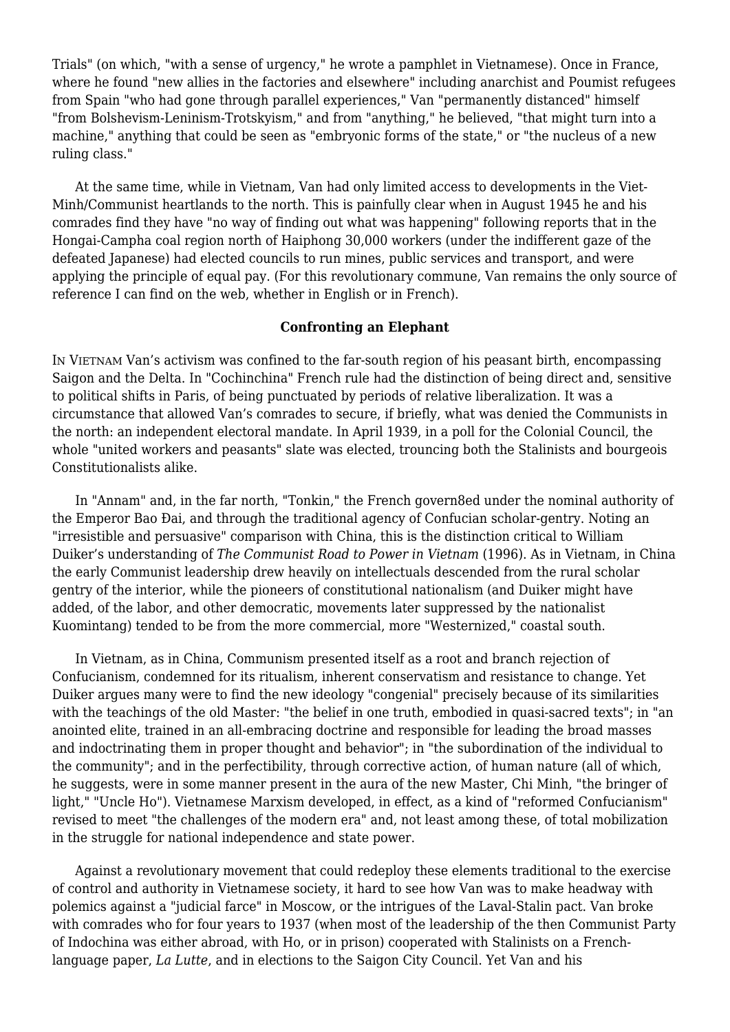Trials" (on which, "with a sense of urgency," he wrote a pamphlet in Vietnamese). Once in France, where he found "new allies in the factories and elsewhere" including anarchist and Poumist refugees from Spain "who had gone through parallel experiences," Van "permanently distanced" himself "from Bolshevism-Leninism-Trotskyism," and from "anything," he believed, "that might turn into a machine," anything that could be seen as "embryonic forms of the state," or "the nucleus of a new ruling class."

At the same time, while in Vietnam, Van had only limited access to developments in the Viet-Minh/Communist heartlands to the north. This is painfully clear when in August 1945 he and his comrades find they have "no way of finding out what was happening" following reports that in the Hongai-Campha coal region north of Haiphong 30,000 workers (under the indifferent gaze of the defeated Japanese) had elected councils to run mines, public services and transport, and were applying the principle of equal pay. (For this revolutionary commune, Van remains the only source of reference I can find on the web, whether in English or in French).

**Confronting an Elephant**

IN VIETNAM Van's activism was confined to the far-south region of his peasant birth, encompassing Saigon and the Delta. In "Cochinchina" French rule had the distinction of being direct and, sensitive to political shifts in Paris, of being punctuated by periods of relative liberalization. It was a circumstance that allowed Van's comrades to secure, if briefly, what was denied the Communists in the north: an independent electoral mandate. In April 1939, in a poll for the Colonial Council, the whole "united workers and peasants" slate was elected, trouncing both the Stalinists and bourgeois Constitutionalists alike.

In "Annam" and, in the far north, "Tonkin," the French govern8ed under the nominal authority of the Emperor Bao Đai, and through the traditional agency of Confucian scholar-gentry. Noting an "irresistible and persuasive" comparison with China, this is the distinction critical to William Duiker's understanding of *The Communist Road to Power in Vietnam* (1996). As in Vietnam, in China the early Communist leadership drew heavily on intellectuals descended from the rural scholar gentry of the interior, while the pioneers of constitutional nationalism (and Duiker might have added, of the labor, and other democratic, movements later suppressed by the nationalist Kuomintang) tended to be from the more commercial, more "Westernized," coastal south.

In Vietnam, as in China, Communism presented itself as a root and branch rejection of Confucianism, condemned for its ritualism, inherent conservatism and resistance to change. Yet Duiker argues many were to find the new ideology "congenial" precisely because of its similarities with the teachings of the old Master: "the belief in one truth, embodied in quasi-sacred texts"; in "an anointed elite, trained in an all-embracing doctrine and responsible for leading the broad masses and indoctrinating them in proper thought and behavior"; in "the subordination of the individual to the community"; and in the perfectibility, through corrective action, of human nature (all of which, he suggests, were in some manner present in the aura of the new Master, Chi Minh, "the bringer of light," "Uncle Ho"). Vietnamese Marxism developed, in effect, as a kind of "reformed Confucianism" revised to meet "the challenges of the modern era" and, not least among these, of total mobilization in the struggle for national independence and state power.

Against a revolutionary movement that could redeploy these elements traditional to the exercise of control and authority in Vietnamese society, it hard to see how Van was to make headway with polemics against a "judicial farce" in Moscow, or the intrigues of the Laval-Stalin pact. Van broke with comrades who for four years to 1937 (when most of the leadership of the then Communist Party of Indochina was either abroad, with Ho, or in prison) cooperated with Stalinists on a French-language paper, *La Lutte*, and in elections to the Saigon City Council. Yet Van and his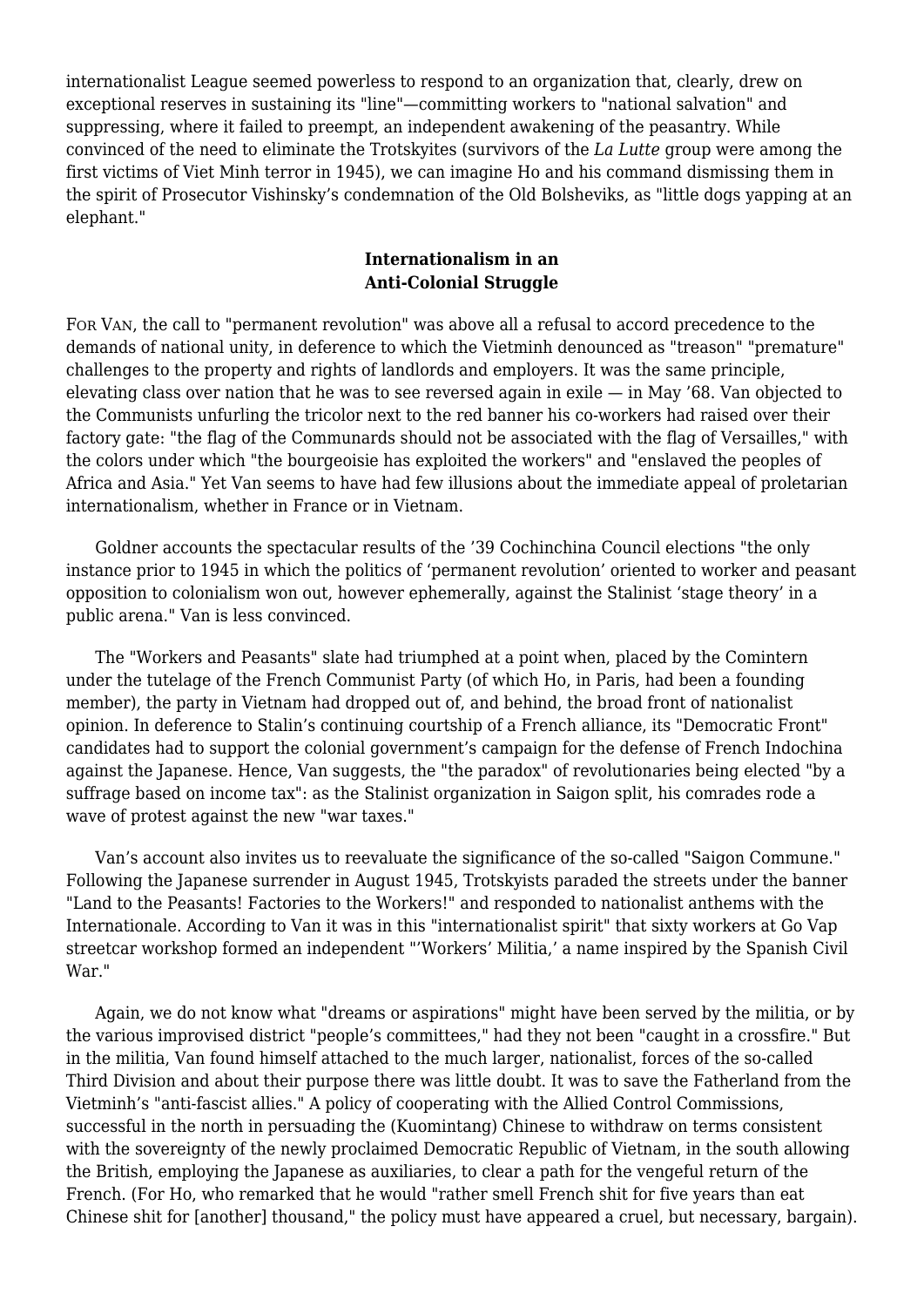internationalist League seemed powerless to respond to an organization that, clearly, drew on exceptional reserves in sustaining its "line"—committing workers to "national salvation" and suppressing, where it failed to preempt, an independent awakening of the peasantry. While convinced of the need to eliminate the Trotskyites (survivors of the *La Lutte* group were among the first victims of Viet Minh terror in 1945), we can imagine Ho and his command dismissing them in the spirit of Prosecutor Vishinsky's condemnation of the Old Bolsheviks, as "little dogs yapping at an elephant."

### Internationalism in an Anti-Colonial Struggle

For Van, the call to "permanent revolution" was above all a refusal to accord precedence to the demands of national unity, in deference to which the Vietminh denounced as "treason" "premature" challenges to the property and rights of landlords and employers. It was the same principle, elevating class over nation that he was to see reversed again in exile — in May '68. Van objected to the Communists unfurling the tricolor next to the red banner his co-workers had raised over their factory gate: "the flag of the Communards should not be associated with the flag of Versailles," with the colors under which "the bourgeoisie has exploited the workers" and "enslaved the peoples of Africa and Asia." Yet Van seems to have had few illusions about the immediate appeal of proletarian internationalism, whether in France or in Vietnam.

Goldner accounts the spectacular results of the '39 Cochinchina Council elections "the only instance prior to 1945 in which the politics of 'permanent revolution' oriented to worker and peasant opposition to colonialism won out, however ephemerally, against the Stalinist 'stage theory' in a public arena." Van is less convinced.

The "Workers and Peasants" slate had triumphed at a point when, placed by the Comintern under the tutelage of the French Communist Party (of which Ho, in Paris, had been a founding member), the party in Vietnam had dropped out of, and behind, the broad front of nationalist opinion. In deference to Stalin's continuing courtship of a French alliance, its "Democratic Front" candidates had to support the colonial government's campaign for the defense of French Indochina against the Japanese. Hence, Van suggests, the "the paradox" of revolutionaries being elected "by a suffrage based on income tax": as the Stalinist organization in Saigon split, his comrades rode a wave of protest against the new "war taxes."

Van's account also invites us to reevaluate the significance of the so-called "Saigon Commune." Following the Japanese surrender in August 1945, Trotskyists paraded the streets under the banner "Land to the Peasants! Factories to the Workers!" and responded to nationalist anthems with the Internationale. According to Van it was in this "internationalist spirit" that sixty workers at Go Vap streetcar workshop formed an independent "'Workers' Militia,' a name inspired by the Spanish Civil War."

Again, we do not know what "dreams or aspirations" might have been served by the militia, or by the various improvised district "people's committees," had they not been "caught in a crossfire." But in the militia, Van found himself attached to the much larger, nationalist, forces of the so-called Third Division and about their purpose there was little doubt. It was to save the Fatherland from the Vietminh's "anti-fascist allies." A policy of cooperating with the Allied Control Commissions, successful in the north in persuading the (Kuomintang) Chinese to withdraw on terms consistent with the sovereignty of the newly proclaimed Democratic Republic of Vietnam, in the south allowing the British, employing the Japanese as auxiliaries, to clear a path for the vengeful return of the French. (For Ho, who remarked that he would "rather smell French shit for five years than eat Chinese shit for [another] thousand," the policy must have appeared a cruel, but necessary, bargain).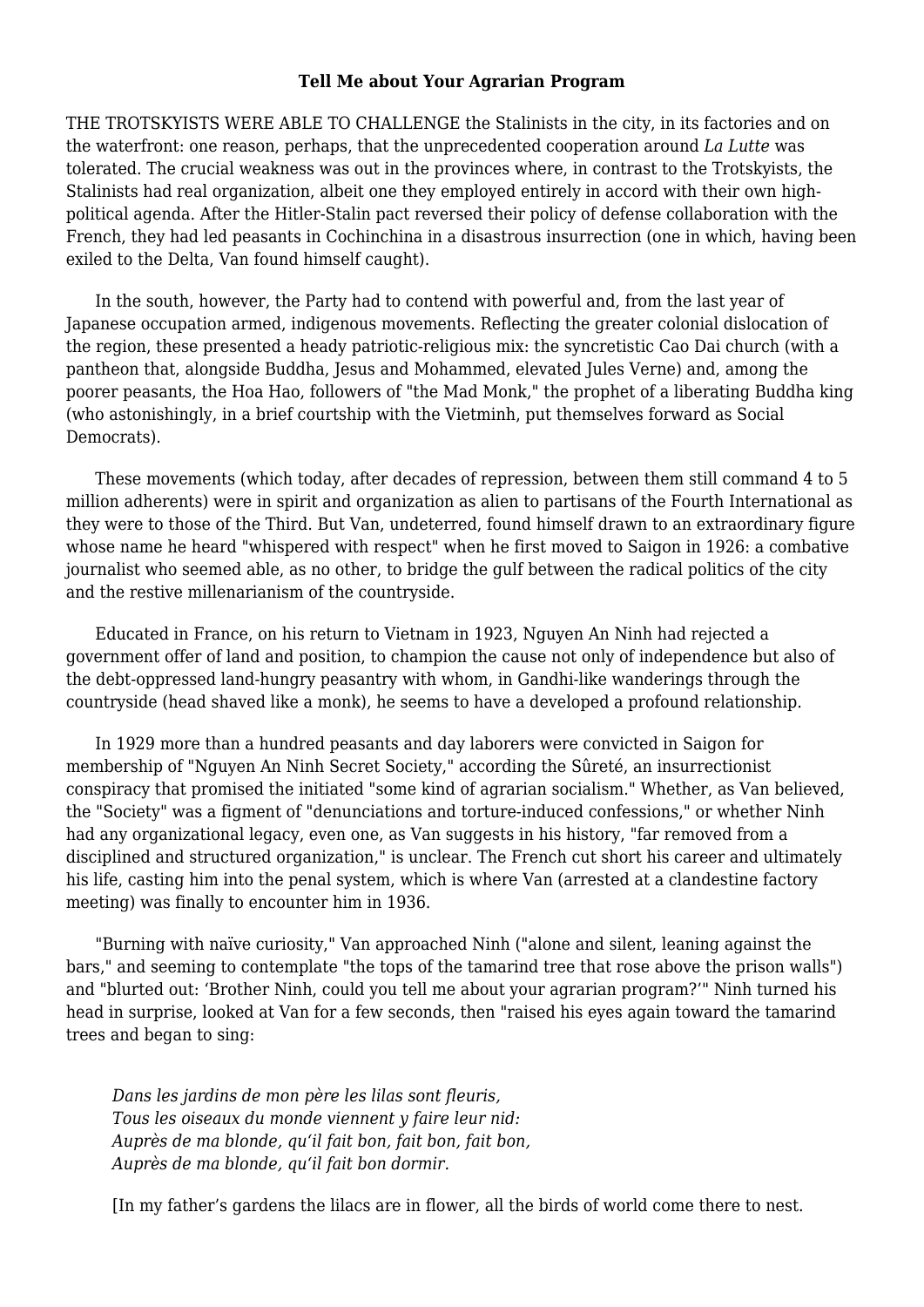### Tell Me about Your Agrarian Program

THE TROTSKYISTS WERE ABLE TO CHALLENGE the Stalinists in the city, in its factories and on the waterfront: one reason, perhaps, that the unprecedented cooperation around *La Lutte* was tolerated. The crucial weakness was out in the provinces where, in contrast to the Trotskyists, the Stalinists had real organization, albeit one they employed entirely in accord with their own high-political agenda. After the Hitler-Stalin pact reversed their policy of defense collaboration with the French, they had led peasants in Cochinchina in a disastrous insurrection (one in which, having been exiled to the Delta, Van found himself caught).

In the south, however, the Party had to contend with powerful and, from the last year of Japanese occupation armed, indigenous movements. Reflecting the greater colonial dislocation of the region, these presented a heady patriotic-religious mix: the syncretistic Cao Dai church (with a pantheon that, alongside Buddha, Jesus and Mohammed, elevated Jules Verne) and, among the poorer peasants, the Hoa Hao, followers of "the Mad Monk," the prophet of a liberating Buddha king (who astonishingly, in a brief courtship with the Vietminh, put themselves forward as Social Democrats).

These movements (which today, after decades of repression, between them still command 4 to 5 million adherents) were in spirit and organization as alien to partisans of the Fourth International as they were to those of the Third. But Van, undeterred, found himself drawn to an extraordinary figure whose name he heard "whispered with respect" when he first moved to Saigon in 1926: a combative journalist who seemed able, as no other, to bridge the gulf between the radical politics of the city and the restive millenarianism of the countryside.

Educated in France, on his return to Vietnam in 1923, Nguyen An Ninh had rejected a government offer of land and position, to champion the cause not only of independence but also of the debt-oppressed land-hungry peasantry with whom, in Gandhi-like wanderings through the countryside (head shaved like a monk), he seems to have a developed a profound relationship.

In 1929 more than a hundred peasants and day laborers were convicted in Saigon for membership of "Nguyen An Ninh Secret Society," according the Sûreté, an insurrectionist conspiracy that promised the initiated "some kind of agrarian socialism." Whether, as Van believed, the "Society" was a figment of "denunciations and torture-induced confessions," or whether Ninh had any organizational legacy, even one, as Van suggests in his history, "far removed from a disciplined and structured organization," is unclear. The French cut short his career and ultimately his life, casting him into the penal system, which is where Van (arrested at a clandestine factory meeting) was finally to encounter him in 1936.

"Burning with naïve curiosity," Van approached Ninh ("alone and silent, leaning against the bars," and seeming to contemplate "the tops of the tamarind tree that rose above the prison walls") and "blurted out: 'Brother Ninh, could you tell me about your agrarian program?'" Ninh turned his head in surprise, looked at Van for a few seconds, then "raised his eyes again toward the tamarind trees and began to sing:

> *Dans les jardins de mon père les lilas sont fleuris,*
> *Tous les oiseaux du monde viennent y faire leur nid:*
> *Auprès de ma blonde, qu'il fait bon, fait bon, fait bon,*
> *Auprès de ma blonde, qu'il fait bon dormir.*

[In my father's gardens the lilacs are in flower, all the birds of world come there to nest.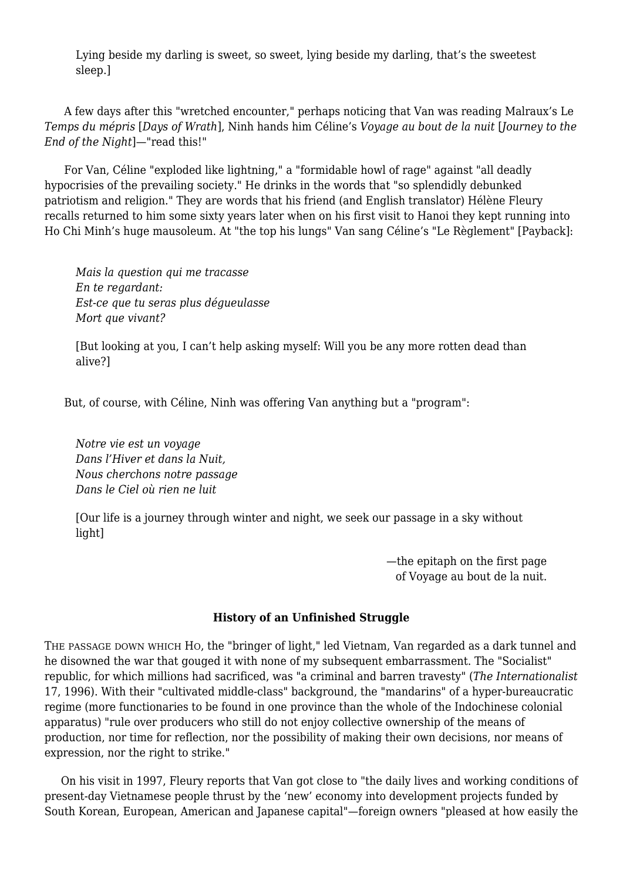> Lying beside my darling is sweet, so sweet, lying beside my darling, that's the sweetest sleep.]

A few days after this "wretched encounter," perhaps noticing that Van was reading Malraux's Le *Temps du mépris* [*Days of Wrath*], Ninh hands him Céline's *Voyage au bout de la nuit* [*Journey to the End of the Night*]—"read this!"

For Van, Céline "exploded like lightning," a "formidable howl of rage" against "all deadly hypocrisies of the prevailing society." He drinks in the words that "so splendidly debunked patriotism and religion." They are words that his friend (and English translator) Hélène Fleury recalls returned to him some sixty years later when on his first visit to Hanoi they kept running into Ho Chi Minh's huge mausoleum. At "the top his lungs" Van sang Céline's "Le Règlement" [Payback]:

> *Mais la question qui me tracasse*
> *En te regardant:*
> *Est-ce que tu seras plus dégueulasse*
> *Mort que vivant?*
>
> [But looking at you, I can't help asking myself: Will you be any more rotten dead than alive?]

But, of course, with Céline, Ninh was offering Van anything but a "program":

> *Notre vie est un voyage*
> *Dans l'Hiver et dans la Nuit,*
> *Nous cherchons notre passage*
> *Dans le Ciel où rien ne luit*
>
> [Our life is a journey through winter and night, we seek our passage in a sky without light]
>
> —the epitaph on the first page of Voyage au bout de la nuit.

### History of an Unfinished Struggle

The passage down which Ho, the "bringer of light," led Vietnam, Van regarded as a dark tunnel and he disowned the war that gouged it with none of my subsequent embarrassment. The "Socialist" republic, for which millions had sacrificed, was "a criminal and barren travesty" (*The Internationalist* 17, 1996). With their "cultivated middle-class" background, the "mandarins" of a hyper-bureaucratic regime (more functionaries to be found in one province than the whole of the Indochinese colonial apparatus) "rule over producers who still do not enjoy collective ownership of the means of production, nor time for reflection, nor the possibility of making their own decisions, nor means of expression, nor the right to strike."

On his visit in 1997, Fleury reports that Van got close to "the daily lives and working conditions of present-day Vietnamese people thrust by the 'new' economy into development projects funded by South Korean, European, American and Japanese capital"—foreign owners "pleased at how easily the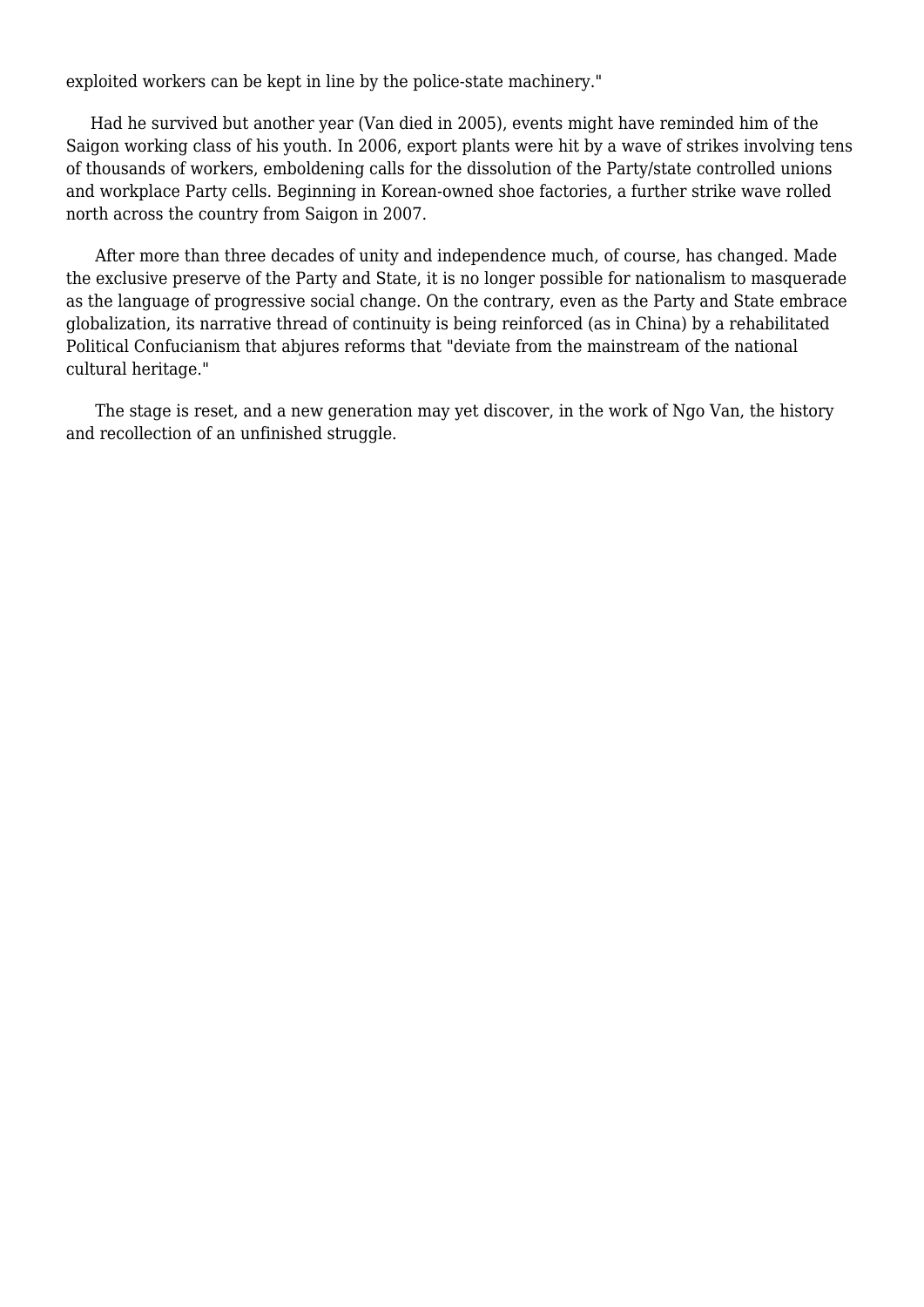exploited workers can be kept in line by the police-state machinery."

Had he survived but another year (Van died in 2005), events might have reminded him of the Saigon working class of his youth. In 2006, export plants were hit by a wave of strikes involving tens of thousands of workers, emboldening calls for the dissolution of the Party/state controlled unions and workplace Party cells. Beginning in Korean-owned shoe factories, a further strike wave rolled north across the country from Saigon in 2007.

After more than three decades of unity and independence much, of course, has changed. Made the exclusive preserve of the Party and State, it is no longer possible for nationalism to masquerade as the language of progressive social change. On the contrary, even as the Party and State embrace globalization, its narrative thread of continuity is being reinforced (as in China) by a rehabilitated Political Confucianism that abjures reforms that "deviate from the mainstream of the national cultural heritage."

The stage is reset, and a new generation may yet discover, in the work of Ngo Van, the history and recollection of an unfinished struggle.